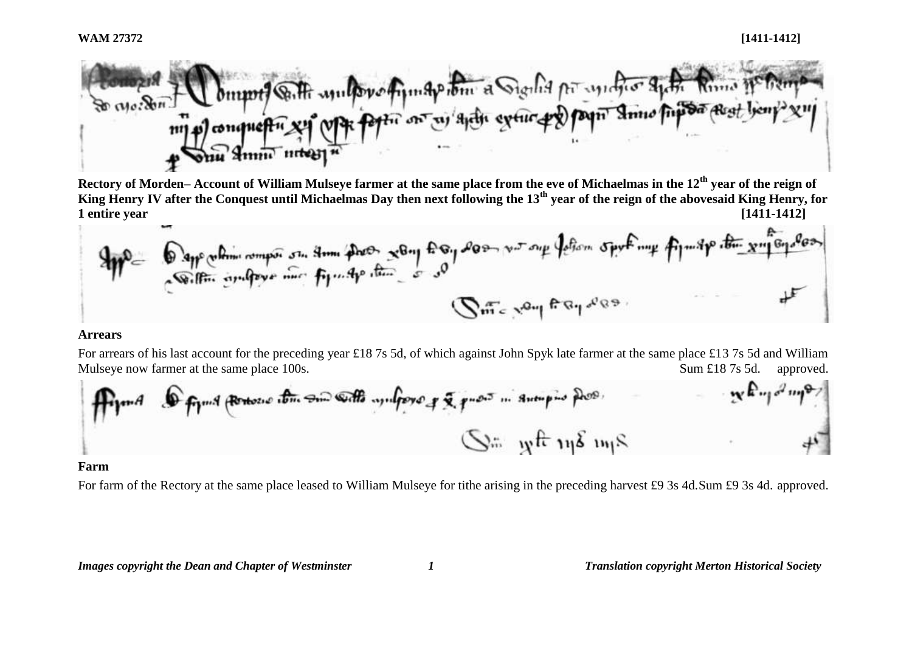**WAM 27372** **[1411-1412]**

**Rectory of Morden– Account of William Mulseye farmer at the same place from the eve of Michaelmas in the 12th year of the reign of King Henry IV after the Conquest until Michaelmas Day then next following the 13th year of the reign of the abovesaid King Henry, for 1 entire year** **[1411-1412]**

**Arrears**

For arrears of his last account for the preceding year £18 7s 5d, of which against John Spyk late farmer at the same place £13 7s 5d and William Mulseye now farmer at the same place 100s. Sum £18 7s 5d. approved.

**Farm**

For farm of the Rectory at the same place leased to William Mulseye for tithe arising in the preceding harvest £9 3s 4d. Sum £9 3s 4d. approved.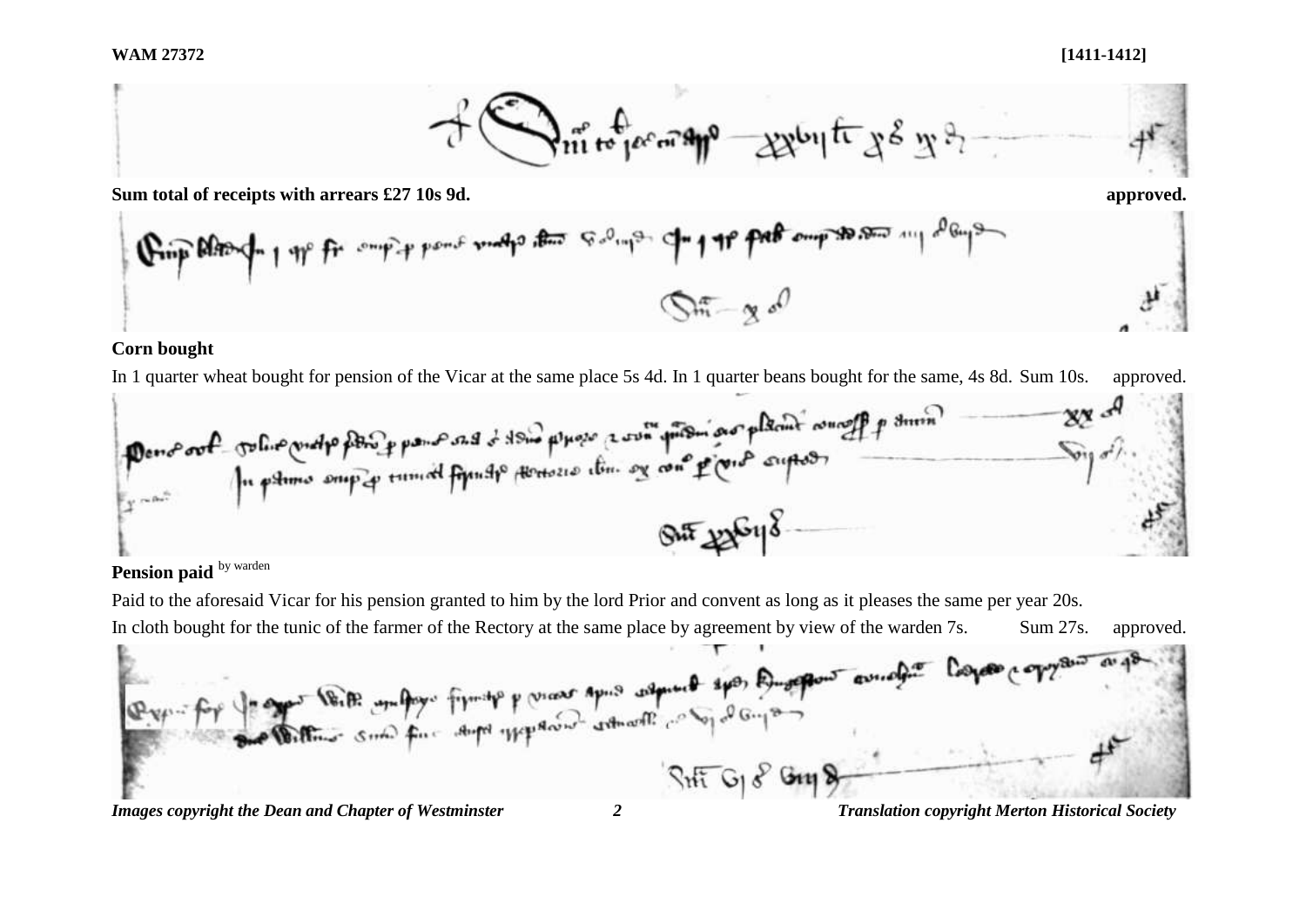**Sum total of receipts with arrears £27 10s 9d.** **approved.**

**Corn bought**

In 1 quarter wheat bought for pension of the Vicar at the same place 5s 4d. In 1 quarter beans bought for the same, 4s 8d. Sum 10s. approved.

**Pension paid** by warden

Paid to the aforesaid Vicar for his pension granted to him by the lord Prior and convent as long as it pleases the same per year 20s.

In cloth bought for the tunic of the farmer of the Rectory at the same place by agreement by view of the warden 7s. Sum 27s. approved.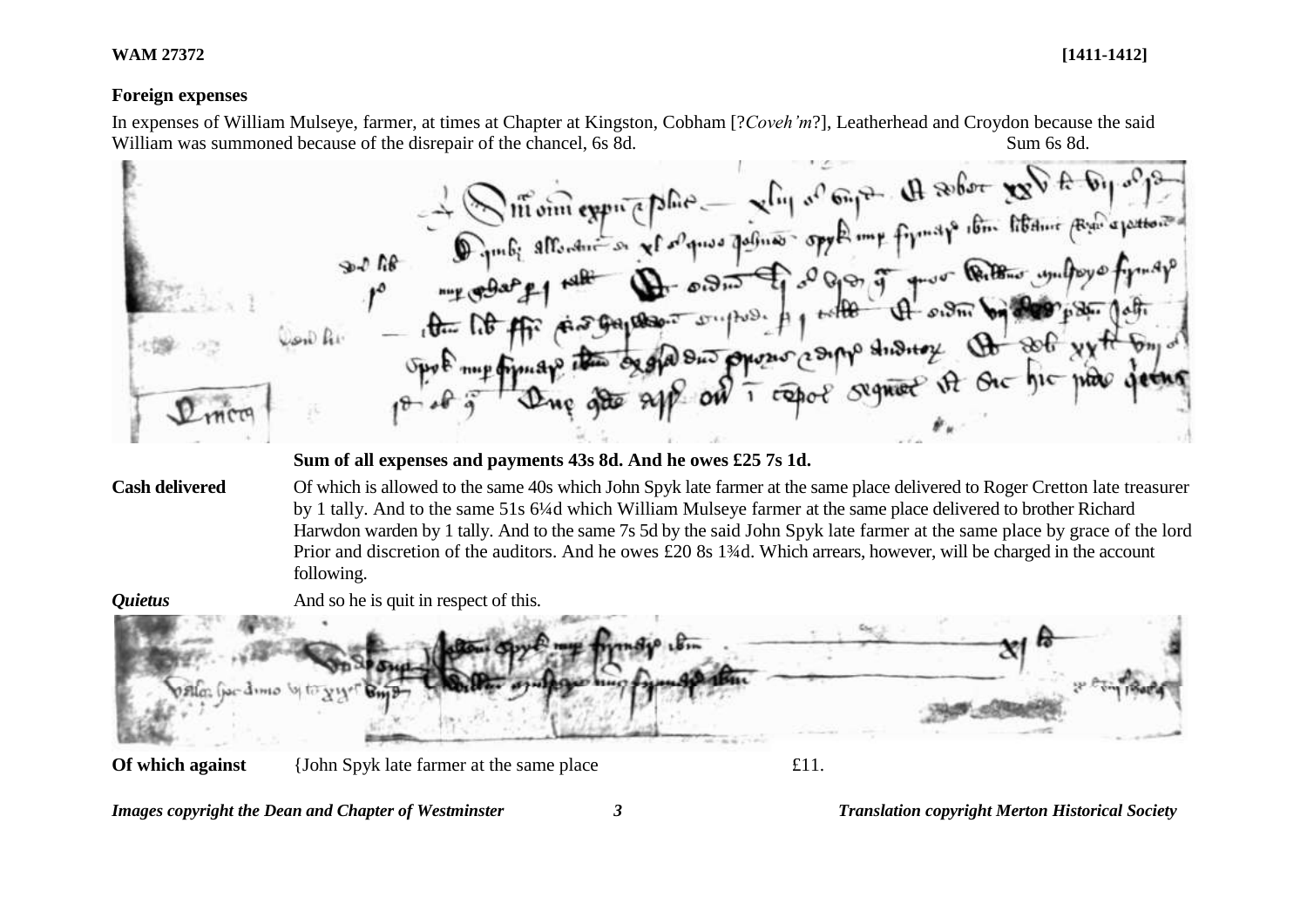## Foreign expenses

In expenses of William Mulseye, farmer, at times at Chapter at Kingston, Cobham [?*Coveh'm*?], Leatherhead and Croydon because the said William was summoned because of the disrepair of the chancel, 6s 8d. Sum 6s 8d.

**Sum of all expenses and payments 43s 8d. And he owes £25 7s 1d.**

**Cash delivered** Of which is allowed to the same 40s which John Spyk late farmer at the same place delivered to Roger Cretton late treasurer by 1 tally. And to the same 51s 6¼d which William Mulseye farmer at the same place delivered to brother Richard Harwdon warden by 1 tally. And to the same 7s 5d by the said John Spyk late farmer at the same place by grace of the lord Prior and discretion of the auditors. And he owes £20 8s 1¾d. Which arrears, however, will be charged in the account following.

***Quietus*** And so he is quit in respect of this.

**Of which against** {John Spyk late farmer at the same place £11.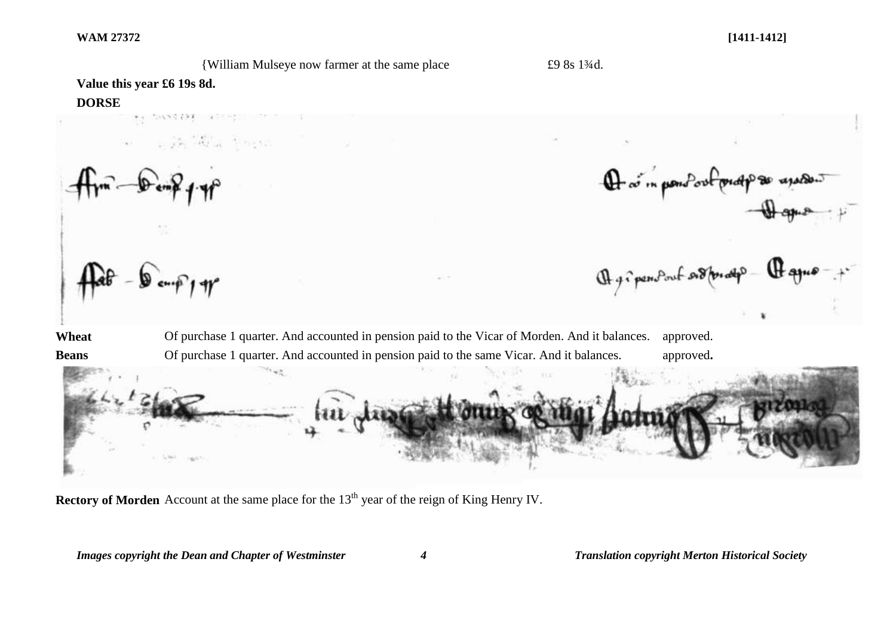{William Mulseye now farmer at the same place £9 8s 1¾d.

**Value this year £6 19s 8d.**

**DORSE**

| | | |
|---|---|---|
| **Wheat** | Of purchase 1 quarter. And accounted in pension paid to the Vicar of Morden. And it balances. | approved. |
| **Beans** | Of purchase 1 quarter. And accounted in pension paid to the same Vicar. And it balances. | approved**.** |

**Rectory of Morden** Account at the same place for the 13th year of the reign of King Henry IV.